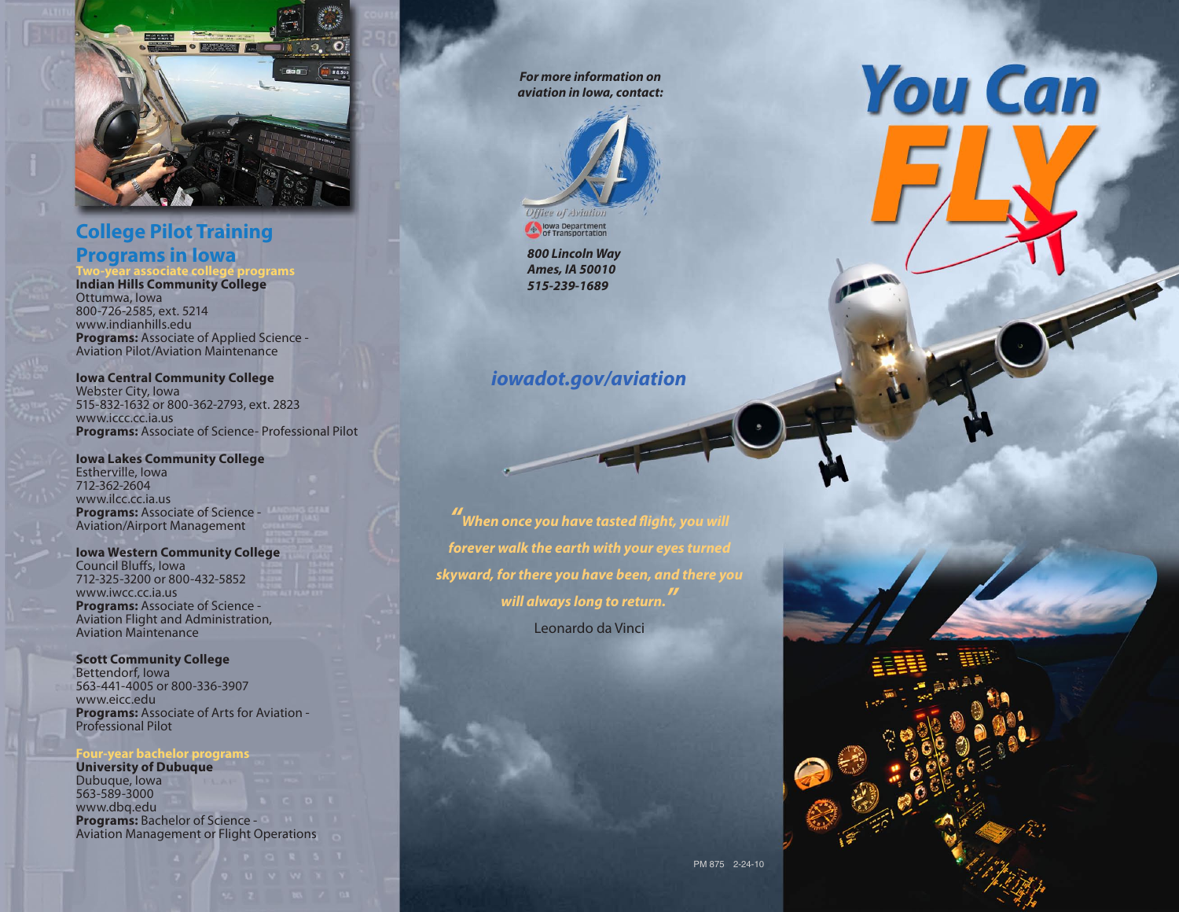# You Can FLY

## College Pilot Training Programs in Iowa

### Two-year associate college programs

**Indian Hills Community College**
Ottumwa, Iowa
800-726-2585, ext. 5214
www.indianhills.edu
**Programs:** Associate of Applied Science - Aviation Pilot/Aviation Maintenance

**Iowa Central Community College**
Webster City, Iowa
515-832-1632 or 800-362-2793, ext. 2823
www.iccc.cc.ia.us
**Programs:** Associate of Science- Professional Pilot

**Iowa Lakes Community College**
Estherville, Iowa
712-362-2604
www.ilcc.cc.ia.us
**Programs:** Associate of Science - Aviation/Airport Management

**Iowa Western Community College**
Council Bluffs, Iowa
712-325-3200 or 800-432-5852
www.iwcc.cc.ia.us
**Programs:** Associate of Science - Aviation Flight and Administration, Aviation Maintenance

**Scott Community College**
Bettendorf, Iowa
563-441-4005 or 800-336-3907
www.eicc.edu
**Programs:** Associate of Arts for Aviation - Professional Pilot

### Four-year bachelor programs

**University of Dubuque**
Dubuque, Iowa
563-589-3000
www.dbq.edu
**Programs:** Bachelor of Science - Aviation Management or Flight Operations

*For more information on aviation in Iowa, contact:*

Office of Aviation
Iowa Department of Transportation

*800 Lincoln Way*
*Ames, IA 50010*
*515-239-1689*

*iowadot.gov/aviation*

*"When once you have tasted flight, you will forever walk the earth with your eyes turned skyward, for there you have been, and there you will always long to return."*

Leonardo da Vinci

PM 875 2-24-10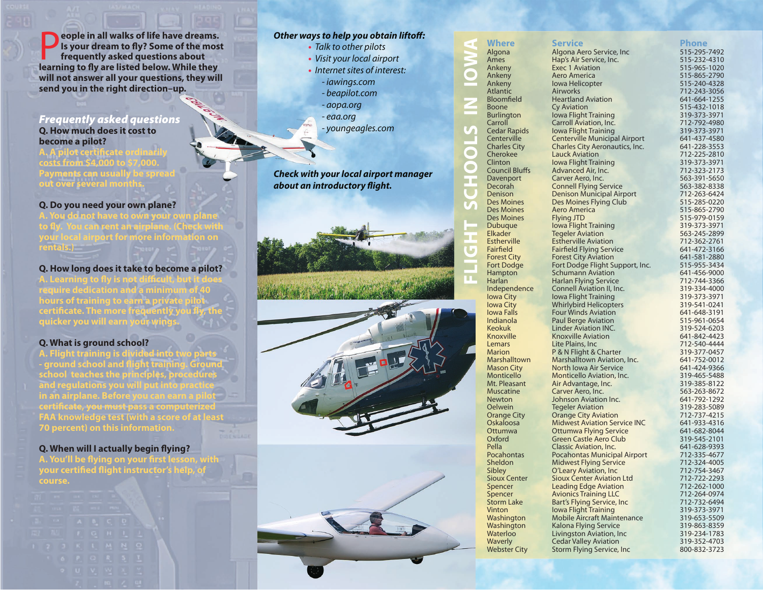People in all walks of life have dreams. Is your dream to fly? Some of the most frequently asked questions about learning to fly are listed below. While they will not answer all your questions, they will send you in the right direction–up.

## Frequently asked questions

**Q. How much does it cost to become a pilot?**

A. A pilot certificate ordinarily costs from $4,000 to $7,000. Payments can usually be spread out over several months.

**Q. Do you need your own plane?**

A. You do not have to own your own plane to fly. You can rent an airplane. (Check with your local airport for more information on rentals.)

**Q. How long does it take to become a pilot?**

A. Learning to fly is not difficult, but it does require dedication and a minimum of 40 hours of training to earn a private pilot certificate. The more frequently you fly, the quicker you will earn your wings.

**Q. What is ground school?**

A. Flight training is divided into two parts - ground school and flight training. Ground school teaches the principles, procedures and regulations you will put into practice in an airplane. Before you can earn a pilot certificate, you must pass a computerized FAA knowledge test (with a score of at least 70 percent) on this information.

**Q. When will I actually begin flying?**

A. You'll be flying on your first lesson, with your certified flight instructor's help, of course.

***Other ways to help you obtain liftoff:***

- *Talk to other pilots*
- *Visit your local airport*
- *Internet sites of interest:*
  - *- iawings.com*
  - *- beapilot.com*
  - *- aopa.org*
  - *- eaa.org*
  - *- youngeagles.com*

***Check with your local airport manager about an introductory flight.***

## FLIGHT SCHOOLS IN IOWA

| Where | Service | Phone |
| --- | --- | --- |
| Algona | Algona Aero Service, Inc | 515-295-7492 |
| Ames | Hap's Air Service, Inc. | 515-232-4310 |
| Ankeny | Exec 1 Aviation | 515-965-1020 |
| Ankeny | Aero America | 515-865-2790 |
| Ankeny | Iowa Helicopter | 515-240-4328 |
| Atlantic | Airworks | 712-243-3056 |
| Bloomfield | Heartland Aviation | 641-664-1255 |
| Boone | Cy Aviation | 515-432-1018 |
| Burlington | Iowa Flight Training | 319-373-3971 |
| Carroll | Carroll Aviation, Inc. | 712-792-4980 |
| Cedar Rapids | Iowa Flight Training | 319-373-3971 |
| Centerville | Centerville Municipal Airport | 641-437-4580 |
| Charles City | Charles City Aeronautics, Inc. | 641-228-3553 |
| Cherokee | Lauck Aviation | 712-225-2810 |
| Clinton | Iowa Flight Training | 319-373-3971 |
| Council Bluffs | Advanced Air, Inc. | 712-323-2173 |
| Davenport | Carver Aero, Inc. | 563-391-5650 |
| Decorah | Connell Flying Service | 563-382-8338 |
| Denison | Denison Municipal Airport | 712-263-6424 |
| Des Moines | Des Moines Flying Club | 515-285-0220 |
| Des Moines | Aero America | 515-865-2790 |
| Des Moines | Flying JTD | 515-979-0159 |
| Dubuque | Iowa Flight Training | 319-373-3971 |
| Elkader | Tegeler Aviation | 563-245-2899 |
| Estherville | Estherville Aviation | 712-362-2761 |
| Fairfield | Fairfield Flying Service | 641-472-3166 |
| Forest City | Forest City Aviation | 641-581-2880 |
| Fort Dodge | Fort Dodge Flight Support, Inc. | 515-955-3434 |
| Hampton | Schumann Aviation | 641-456-9000 |
| Harlan | Harlan Flying Service | 712-744-3366 |
| Independence | Connell Aviation II, Inc. | 319-334-4000 |
| Iowa City | Iowa Flight Training | 319-373-3971 |
| Iowa City | Whirlybird Helicopters | 319-541-0241 |
| Iowa Falls | Four Winds Aviation | 641-648-3191 |
| Indianola | Paul Berge Aviation | 515-961-0654 |
| Keokuk | Linder Aviation INC. | 319-524-6203 |
| Knoxville | Knoxville Aviation | 641-842-4423 |
| Lemars | Lite Plains, Inc | 712-540-4444 |
| Marion | P & N Flight & Charter | 319-377-0457 |
| Marshalltown | Marshalltown Aviation, Inc. | 641-752-0012 |
| Mason City | North Iowa Air Service | 641-424-9366 |
| Monticello | Monticello Aviation, Inc. | 319-465-5488 |
| Mt. Pleasant | Air Advantage, Inc. | 319-385-8122 |
| Muscatine | Carver Aero, Inc. | 563-263-8672 |
| Newton | Johnson Aviation Inc. | 641-792-1292 |
| Oelwein | Tegeler Aviation | 319-283-5089 |
| Orange City | Orange City Aviation | 712-737-4215 |
| Oskaloosa | Midwest Aviation Service INC | 641-933-4316 |
| Ottumwa | Ottumwa Flying Service | 641-682-8044 |
| Oxford | Green Castle Aero Club | 319-545-2101 |
| Pella | Classic Aviation, Inc. | 641-628-9393 |
| Pocahontas | Pocahontas Municipal Airport | 712-335-4677 |
| Sheldon | Midwest Flying Service | 712-324-4005 |
| Sibley | O'Leary Aviation, Inc | 712-754-3467 |
| Sioux Center | Sioux Center Aviation Ltd | 712-722-2293 |
| Spencer | Leading Edge Aviation | 712-262-1000 |
| Spencer | Avionics Training LLC | 712-264-0974 |
| Storm Lake | Bart's Flying Service, Inc | 712-732-6494 |
| Vinton | Iowa Flight Training | 319-373-3971 |
| Washington | Mobile Aircraft Maintenance | 319-653-5509 |
| Washington | Kalona Flying Service | 319-863-8359 |
| Waterloo | Livingston Aviation, Inc | 319-234-1783 |
| Waverly | Cedar Valley Aviation | 319-352-4703 |
| Webster City | Storm Flying Service, Inc | 800-832-3723 |